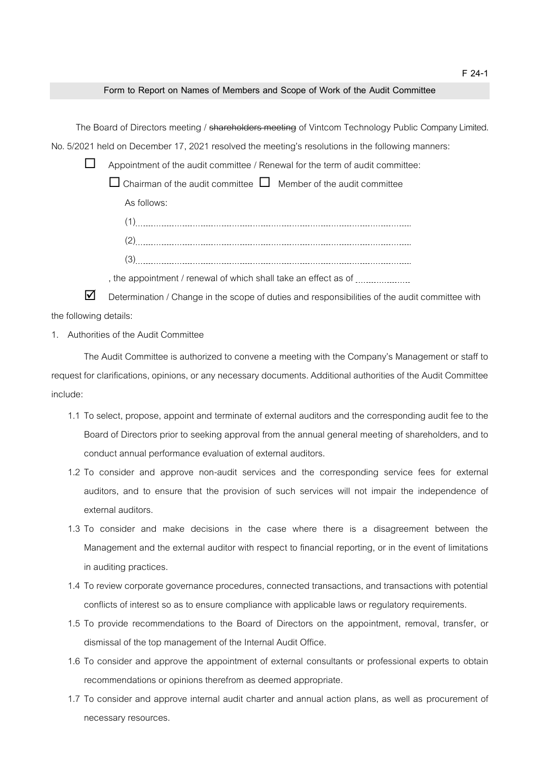F 24-1

**Form to Report on Names of Members and Scope of Work of the Audit Committee**

The Board of Directors meeting / ~~shareholders meeting~~ of Vintcom Technology Public Company Limited. No. 5/2021 held on December 17, 2021 resolved the meeting's resolutions in the following manners:

☐ Appointment of the audit committee / Renewal for the term of audit committee:

☐ Chairman of the audit committee ☐ Member of the audit committee

As follows:

(1)....................................................................................................

(2)....................................................................................................

(3)....................................................................................................

, the appointment / renewal of which shall take an effect as of ......................

☑ Determination / Change in the scope of duties and responsibilities of the audit committee with the following details:

1. Authorities of the Audit Committee

The Audit Committee is authorized to convene a meeting with the Company's Management or staff to request for clarifications, opinions, or any necessary documents. Additional authorities of the Audit Committee include:

1.1 To select, propose, appoint and terminate of external auditors and the corresponding audit fee to the Board of Directors prior to seeking approval from the annual general meeting of shareholders, and to conduct annual performance evaluation of external auditors.

1.2 To consider and approve non-audit services and the corresponding service fees for external auditors, and to ensure that the provision of such services will not impair the independence of external auditors.

1.3 To consider and make decisions in the case where there is a disagreement between the Management and the external auditor with respect to financial reporting, or in the event of limitations in auditing practices.

1.4 To review corporate governance procedures, connected transactions, and transactions with potential conflicts of interest so as to ensure compliance with applicable laws or regulatory requirements.

1.5 To provide recommendations to the Board of Directors on the appointment, removal, transfer, or dismissal of the top management of the Internal Audit Office.

1.6 To consider and approve the appointment of external consultants or professional experts to obtain recommendations or opinions therefrom as deemed appropriate.

1.7 To consider and approve internal audit charter and annual action plans, as well as procurement of necessary resources.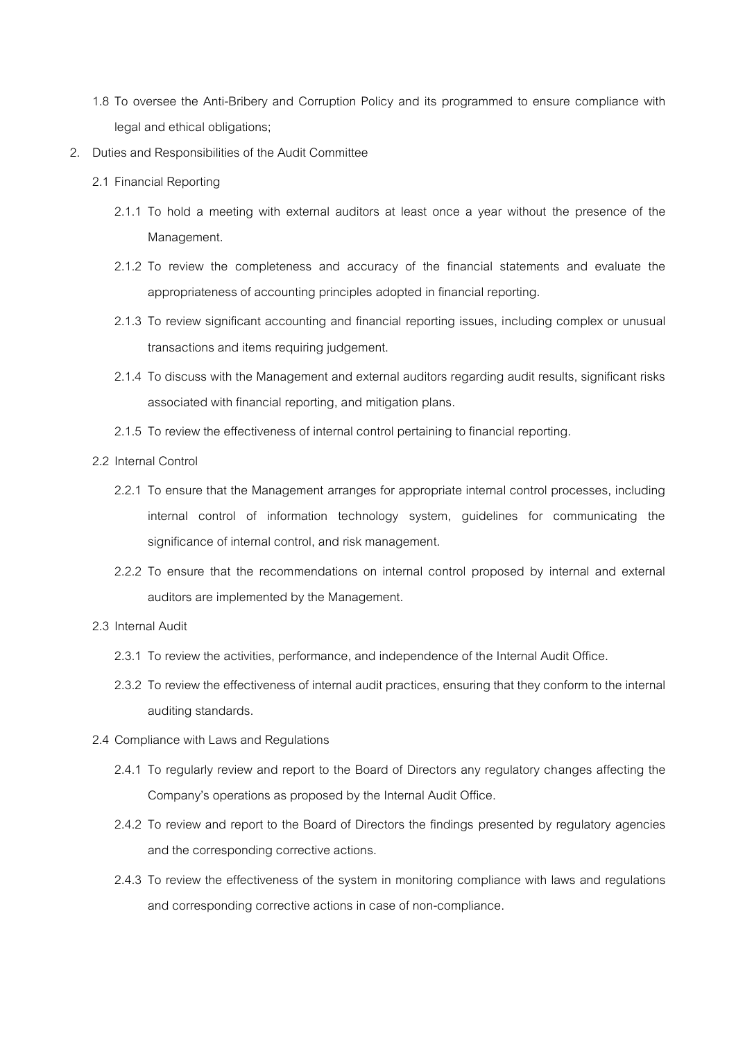1.8 To oversee the Anti-Bribery and Corruption Policy and its programmed to ensure compliance with legal and ethical obligations;

2. Duties and Responsibilities of the Audit Committee

   2.1 Financial Reporting

      2.1.1 To hold a meeting with external auditors at least once a year without the presence of the Management.

      2.1.2 To review the completeness and accuracy of the financial statements and evaluate the appropriateness of accounting principles adopted in financial reporting.

      2.1.3 To review significant accounting and financial reporting issues, including complex or unusual transactions and items requiring judgement.

      2.1.4 To discuss with the Management and external auditors regarding audit results, significant risks associated with financial reporting, and mitigation plans.

      2.1.5 To review the effectiveness of internal control pertaining to financial reporting.

   2.2 Internal Control

      2.2.1 To ensure that the Management arranges for appropriate internal control processes, including internal control of information technology system, guidelines for communicating the significance of internal control, and risk management.

      2.2.2 To ensure that the recommendations on internal control proposed by internal and external auditors are implemented by the Management.

   2.3 Internal Audit

      2.3.1 To review the activities, performance, and independence of the Internal Audit Office.

      2.3.2 To review the effectiveness of internal audit practices, ensuring that they conform to the internal auditing standards.

   2.4 Compliance with Laws and Regulations

      2.4.1 To regularly review and report to the Board of Directors any regulatory changes affecting the Company's operations as proposed by the Internal Audit Office.

      2.4.2 To review and report to the Board of Directors the findings presented by regulatory agencies and the corresponding corrective actions.

      2.4.3 To review the effectiveness of the system in monitoring compliance with laws and regulations and corresponding corrective actions in case of non-compliance.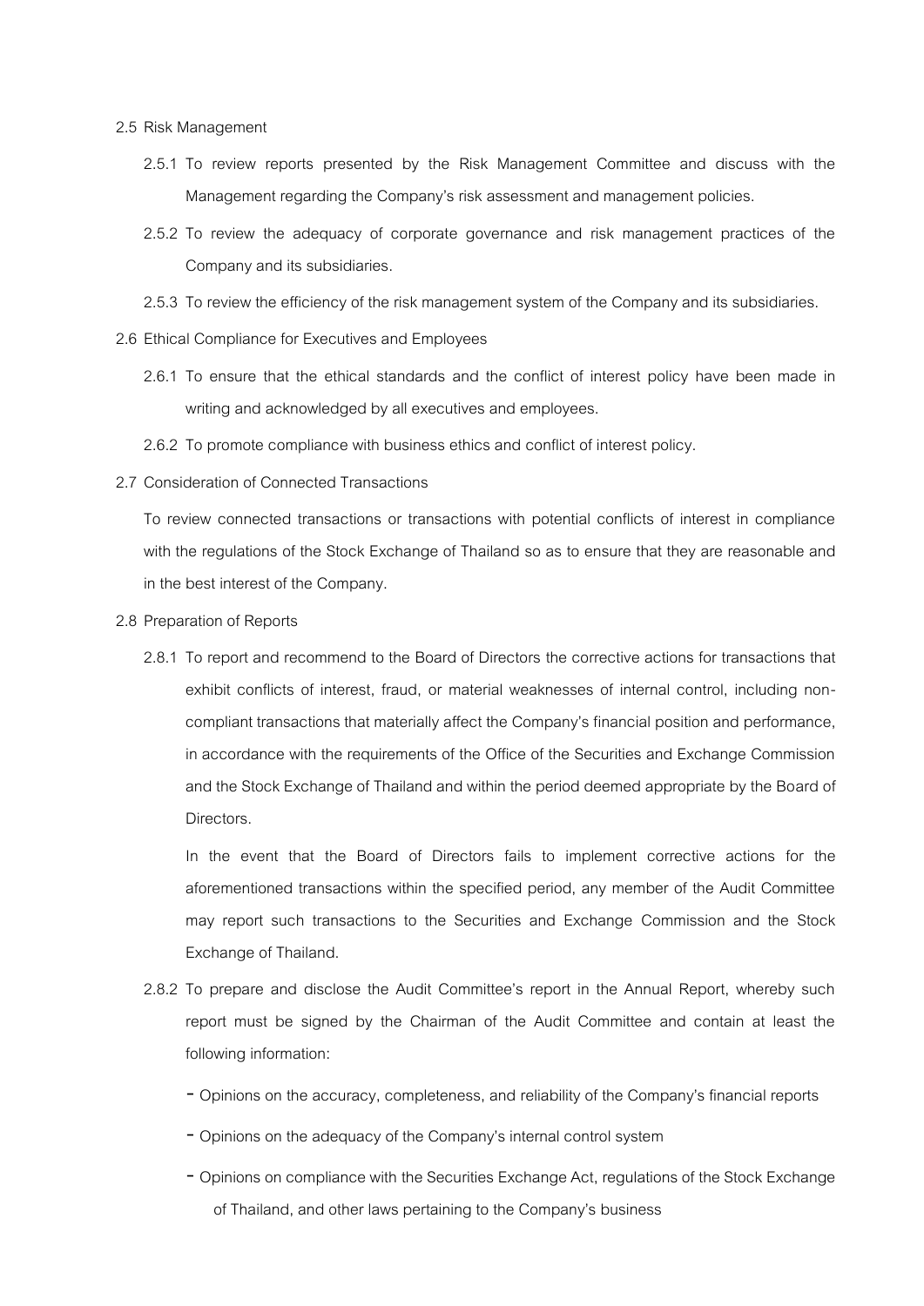2.5 Risk Management

2.5.1 To review reports presented by the Risk Management Committee and discuss with the Management regarding the Company's risk assessment and management policies.

2.5.2 To review the adequacy of corporate governance and risk management practices of the Company and its subsidiaries.

2.5.3 To review the efficiency of the risk management system of the Company and its subsidiaries.

2.6 Ethical Compliance for Executives and Employees

2.6.1 To ensure that the ethical standards and the conflict of interest policy have been made in writing and acknowledged by all executives and employees.

2.6.2 To promote compliance with business ethics and conflict of interest policy.

2.7 Consideration of Connected Transactions

To review connected transactions or transactions with potential conflicts of interest in compliance with the regulations of the Stock Exchange of Thailand so as to ensure that they are reasonable and in the best interest of the Company.

2.8 Preparation of Reports

2.8.1 To report and recommend to the Board of Directors the corrective actions for transactions that exhibit conflicts of interest, fraud, or material weaknesses of internal control, including non-compliant transactions that materially affect the Company's financial position and performance, in accordance with the requirements of the Office of the Securities and Exchange Commission and the Stock Exchange of Thailand and within the period deemed appropriate by the Board of Directors.

In the event that the Board of Directors fails to implement corrective actions for the aforementioned transactions within the specified period, any member of the Audit Committee may report such transactions to the Securities and Exchange Commission and the Stock Exchange of Thailand.

2.8.2 To prepare and disclose the Audit Committee's report in the Annual Report, whereby such report must be signed by the Chairman of the Audit Committee and contain at least the following information:

- Opinions on the accuracy, completeness, and reliability of the Company's financial reports
- Opinions on the adequacy of the Company's internal control system
- Opinions on compliance with the Securities Exchange Act, regulations of the Stock Exchange of Thailand, and other laws pertaining to the Company's business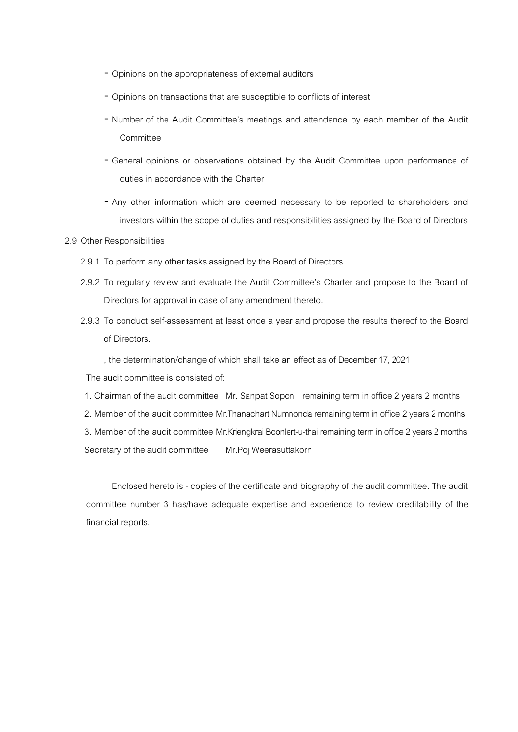- Opinions on the appropriateness of external auditors
- Opinions on transactions that are susceptible to conflicts of interest
- Number of the Audit Committee's meetings and attendance by each member of the Audit Committee
- General opinions or observations obtained by the Audit Committee upon performance of duties in accordance with the Charter
- Any other information which are deemed necessary to be reported to shareholders and investors within the scope of duties and responsibilities assigned by the Board of Directors

2.9 Other Responsibilities

2.9.1 To perform any other tasks assigned by the Board of Directors.

2.9.2 To regularly review and evaluate the Audit Committee's Charter and propose to the Board of Directors for approval in case of any amendment thereto.

2.9.3 To conduct self-assessment at least once a year and propose the results thereof to the Board of Directors.

, the determination/change of which shall take an effect as of December 17, 2021

The audit committee is consisted of:

1. Chairman of the audit committee Mr. Sanpat Sopon remaining term in office 2 years 2 months
2. Member of the audit committee Mr.Thanachart Numnonda remaining term in office 2 years 2 months
3. Member of the audit committee Mr.Kriengkrai Boonlert-u-thai remaining term in office 2 years 2 months

Secretary of the audit committee Mr.Poj Weerasuttakorn

Enclosed hereto is - copies of the certificate and biography of the audit committee. The audit committee number 3 has/have adequate expertise and experience to review creditability of the financial reports.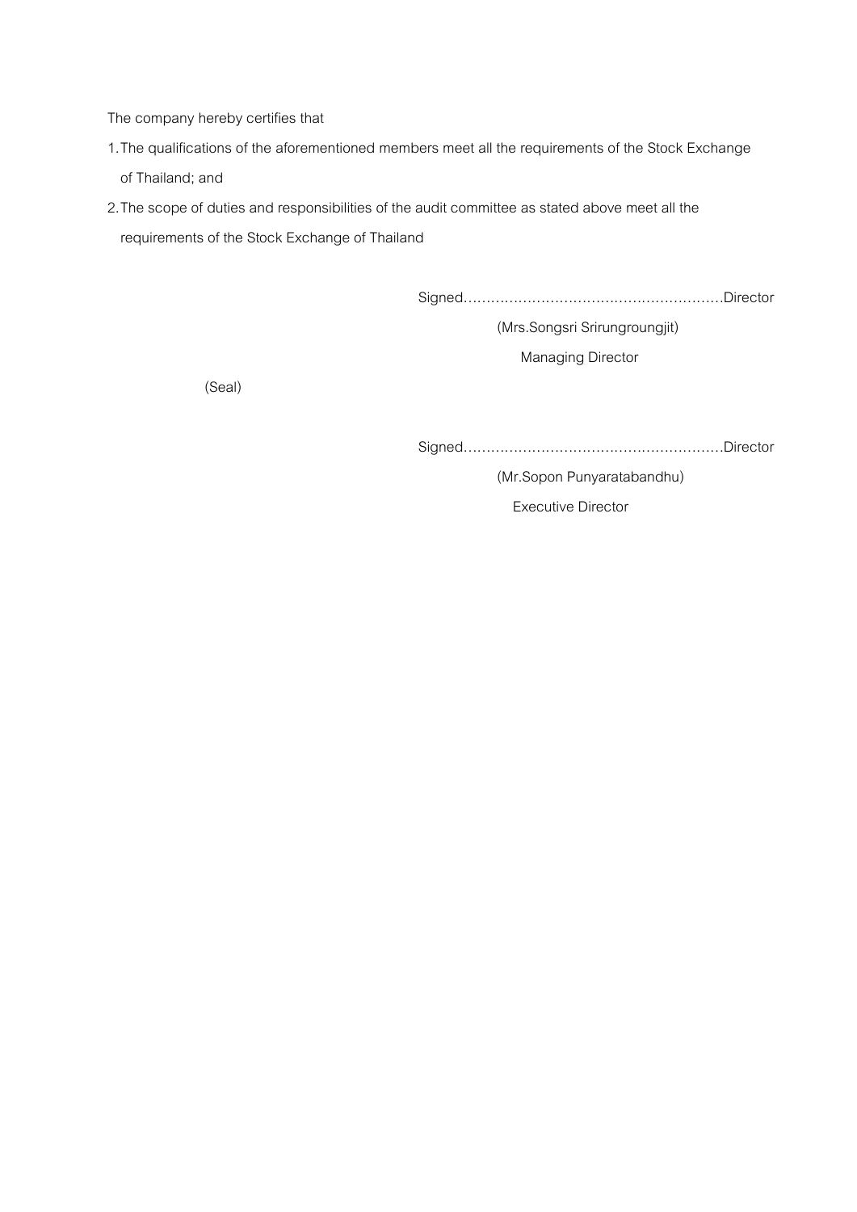The company hereby certifies that

1. The qualifications of the aforementioned members meet all the requirements of the Stock Exchange of Thailand; and
2. The scope of duties and responsibilities of the audit committee as stated above meet all the requirements of the Stock Exchange of Thailand

Signed………………………………………………Director

(Mrs.Songsri Srirungroungjit)

Managing Director

(Seal)

Signed………………………………………………Director

(Mr.Sopon Punyaratabandhu)

Executive Director